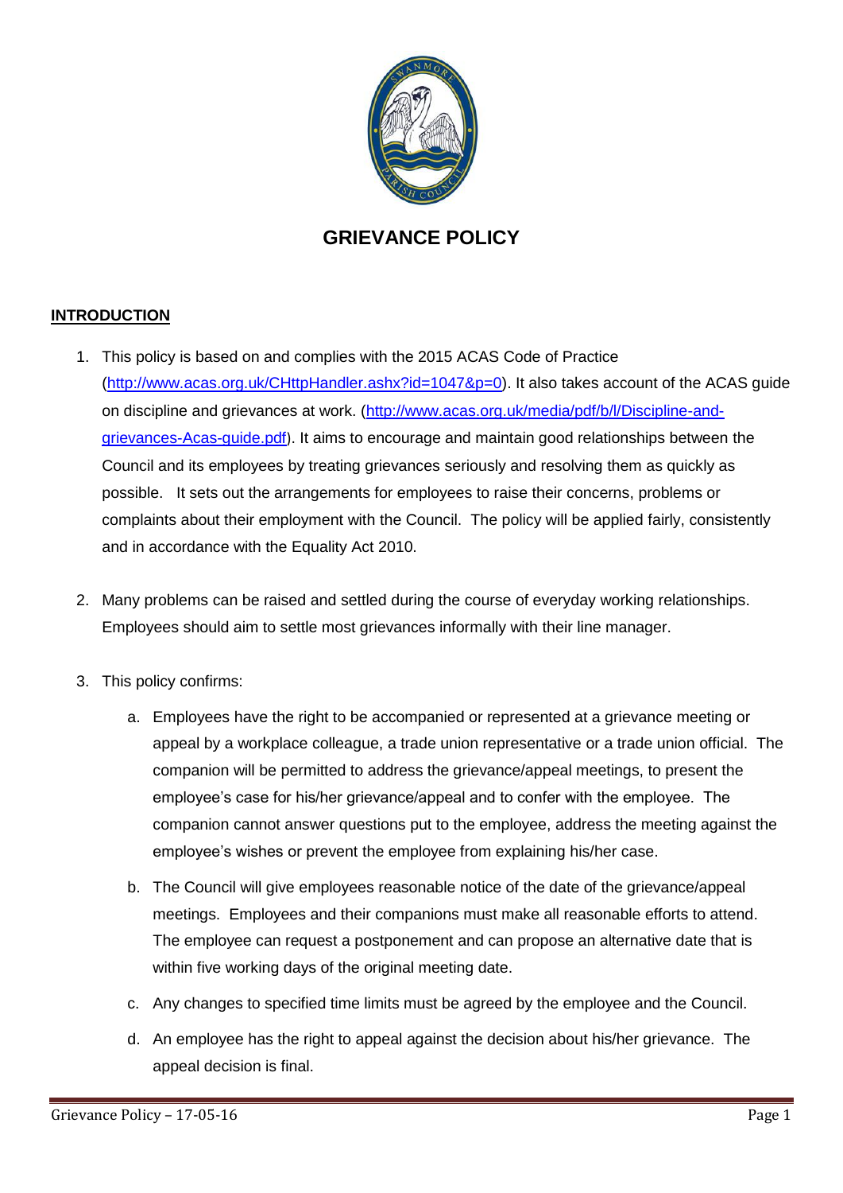# GRIEVANCE POLICY

## INTRODUCTION

1. This policy is based on and complies with the 2015 ACAS Code of Practice (http://www.acas.org.uk/CHttpHandler.ashx?id=1047&p=0). It also takes account of the ACAS guide on discipline and grievances at work. (http://www.acas.org.uk/media/pdf/b/l/Discipline-and-grievances-Acas-guide.pdf). It aims to encourage and maintain good relationships between the Council and its employees by treating grievances seriously and resolving them as quickly as possible. It sets out the arrangements for employees to raise their concerns, problems or complaints about their employment with the Council. The policy will be applied fairly, consistently and in accordance with the Equality Act 2010.

2. Many problems can be raised and settled during the course of everyday working relationships. Employees should aim to settle most grievances informally with their line manager.

3. This policy confirms:

   a. Employees have the right to be accompanied or represented at a grievance meeting or appeal by a workplace colleague, a trade union representative or a trade union official. The companion will be permitted to address the grievance/appeal meetings, to present the employee's case for his/her grievance/appeal and to confer with the employee. The companion cannot answer questions put to the employee, address the meeting against the employee's wishes or prevent the employee from explaining his/her case.

   b. The Council will give employees reasonable notice of the date of the grievance/appeal meetings. Employees and their companions must make all reasonable efforts to attend. The employee can request a postponement and can propose an alternative date that is within five working days of the original meeting date.

   c. Any changes to specified time limits must be agreed by the employee and the Council.

   d. An employee has the right to appeal against the decision about his/her grievance. The appeal decision is final.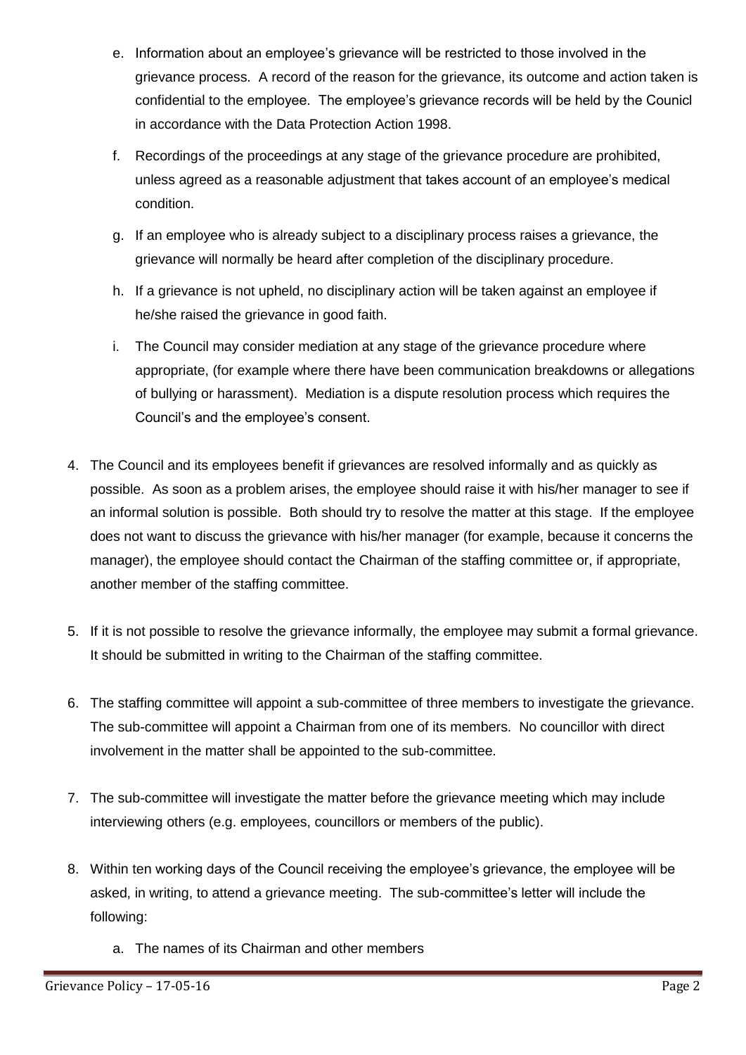e. Information about an employee's grievance will be restricted to those involved in the grievance process. A record of the reason for the grievance, its outcome and action taken is confidential to the employee. The employee's grievance records will be held by the Counicl in accordance with the Data Protection Action 1998.

f. Recordings of the proceedings at any stage of the grievance procedure are prohibited, unless agreed as a reasonable adjustment that takes account of an employee's medical condition.

g. If an employee who is already subject to a disciplinary process raises a grievance, the grievance will normally be heard after completion of the disciplinary procedure.

h. If a grievance is not upheld, no disciplinary action will be taken against an employee if he/she raised the grievance in good faith.

i. The Council may consider mediation at any stage of the grievance procedure where appropriate, (for example where there have been communication breakdowns or allegations of bullying or harassment). Mediation is a dispute resolution process which requires the Council's and the employee's consent.

4. The Council and its employees benefit if grievances are resolved informally and as quickly as possible. As soon as a problem arises, the employee should raise it with his/her manager to see if an informal solution is possible. Both should try to resolve the matter at this stage. If the employee does not want to discuss the grievance with his/her manager (for example, because it concerns the manager), the employee should contact the Chairman of the staffing committee or, if appropriate, another member of the staffing committee.

5. If it is not possible to resolve the grievance informally, the employee may submit a formal grievance. It should be submitted in writing to the Chairman of the staffing committee.

6. The staffing committee will appoint a sub-committee of three members to investigate the grievance. The sub-committee will appoint a Chairman from one of its members. No councillor with direct involvement in the matter shall be appointed to the sub-committee.

7. The sub-committee will investigate the matter before the grievance meeting which may include interviewing others (e.g. employees, councillors or members of the public).

8. Within ten working days of the Council receiving the employee's grievance, the employee will be asked, in writing, to attend a grievance meeting. The sub-committee's letter will include the following:

   a. The names of its Chairman and other members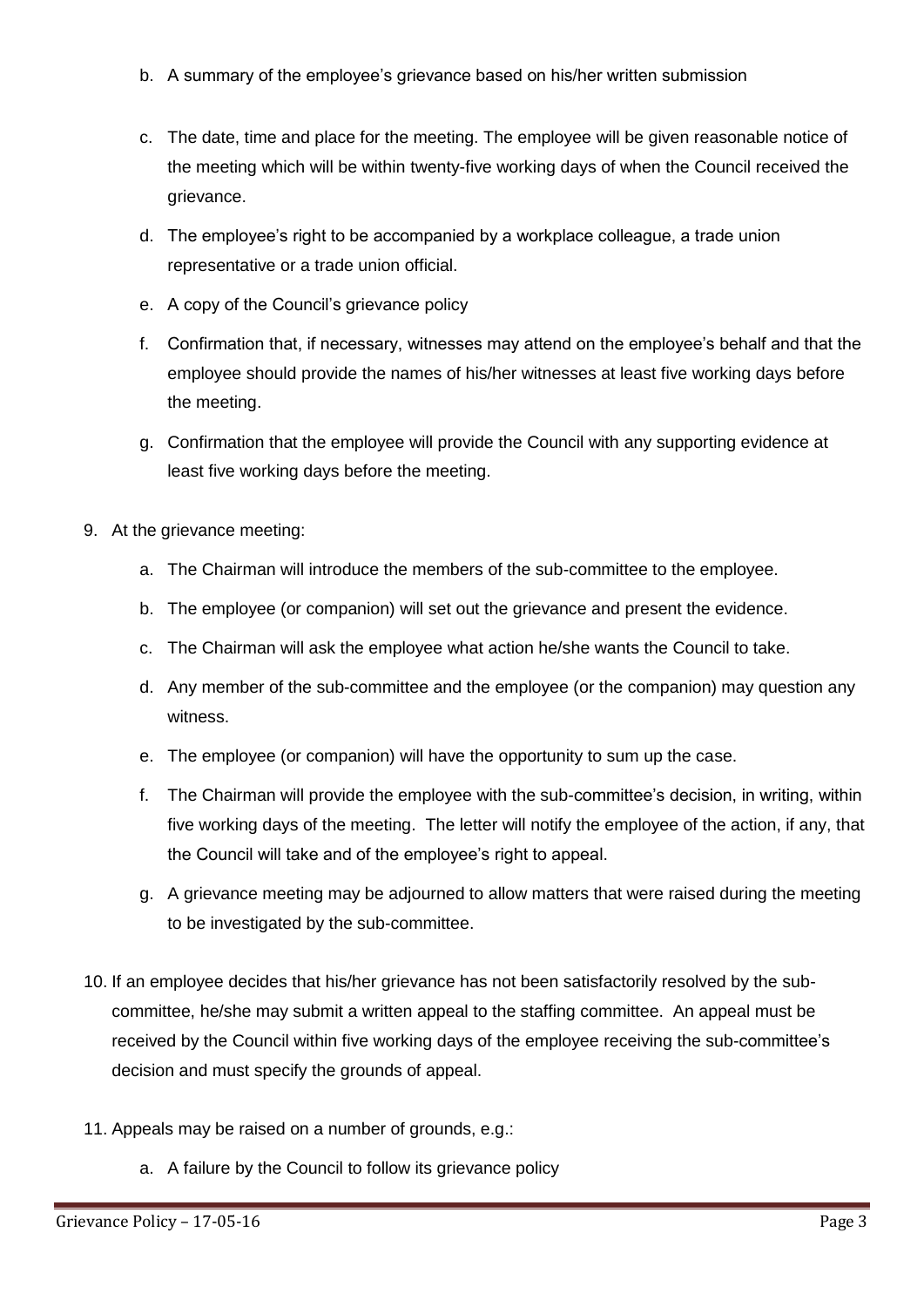b. A summary of the employee's grievance based on his/her written submission

c. The date, time and place for the meeting. The employee will be given reasonable notice of the meeting which will be within twenty-five working days of when the Council received the grievance.

d. The employee's right to be accompanied by a workplace colleague, a trade union representative or a trade union official.

e. A copy of the Council's grievance policy

f. Confirmation that, if necessary, witnesses may attend on the employee's behalf and that the employee should provide the names of his/her witnesses at least five working days before the meeting.

g. Confirmation that the employee will provide the Council with any supporting evidence at least five working days before the meeting.

9. At the grievance meeting:

   a. The Chairman will introduce the members of the sub-committee to the employee.

   b. The employee (or companion) will set out the grievance and present the evidence.

   c. The Chairman will ask the employee what action he/she wants the Council to take.

   d. Any member of the sub-committee and the employee (or the companion) may question any witness.

   e. The employee (or companion) will have the opportunity to sum up the case.

   f. The Chairman will provide the employee with the sub-committee's decision, in writing, within five working days of the meeting. The letter will notify the employee of the action, if any, that the Council will take and of the employee's right to appeal.

   g. A grievance meeting may be adjourned to allow matters that were raised during the meeting to be investigated by the sub-committee.

10. If an employee decides that his/her grievance has not been satisfactorily resolved by the sub-committee, he/she may submit a written appeal to the staffing committee. An appeal must be received by the Council within five working days of the employee receiving the sub-committee's decision and must specify the grounds of appeal.

11. Appeals may be raised on a number of grounds, e.g.:

    a. A failure by the Council to follow its grievance policy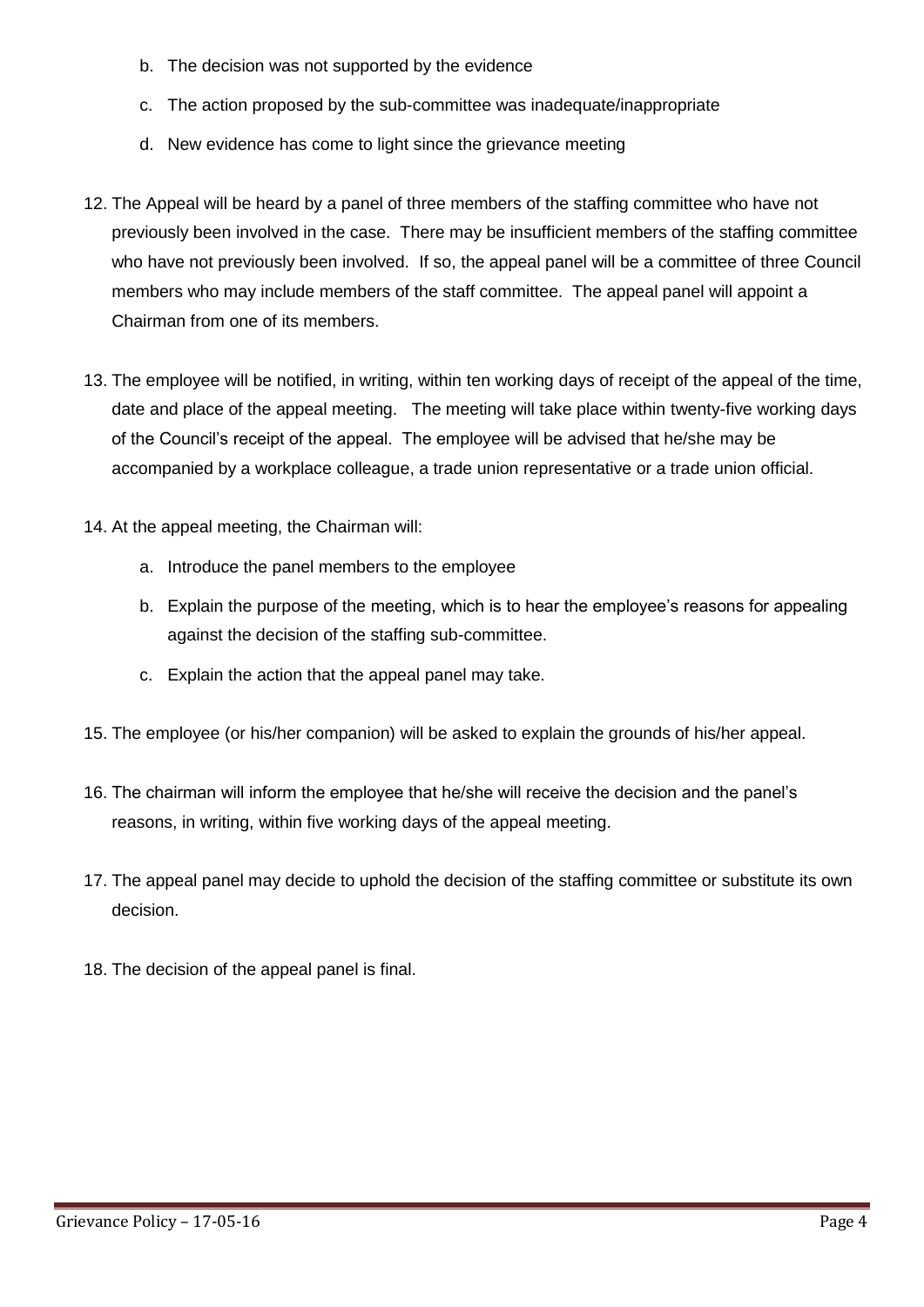b. The decision was not supported by the evidence
c. The action proposed by the sub-committee was inadequate/inappropriate
d. New evidence has come to light since the grievance meeting

12. The Appeal will be heard by a panel of three members of the staffing committee who have not previously been involved in the case. There may be insufficient members of the staffing committee who have not previously been involved. If so, the appeal panel will be a committee of three Council members who may include members of the staff committee. The appeal panel will appoint a Chairman from one of its members.

13. The employee will be notified, in writing, within ten working days of receipt of the appeal of the time, date and place of the appeal meeting. The meeting will take place within twenty-five working days of the Council's receipt of the appeal. The employee will be advised that he/she may be accompanied by a workplace colleague, a trade union representative or a trade union official.

14. At the appeal meeting, the Chairman will:
    a. Introduce the panel members to the employee
    b. Explain the purpose of the meeting, which is to hear the employee's reasons for appealing against the decision of the staffing sub-committee.
    c. Explain the action that the appeal panel may take.

15. The employee (or his/her companion) will be asked to explain the grounds of his/her appeal.

16. The chairman will inform the employee that he/she will receive the decision and the panel's reasons, in writing, within five working days of the appeal meeting.

17. The appeal panel may decide to uphold the decision of the staffing committee or substitute its own decision.

18. The decision of the appeal panel is final.